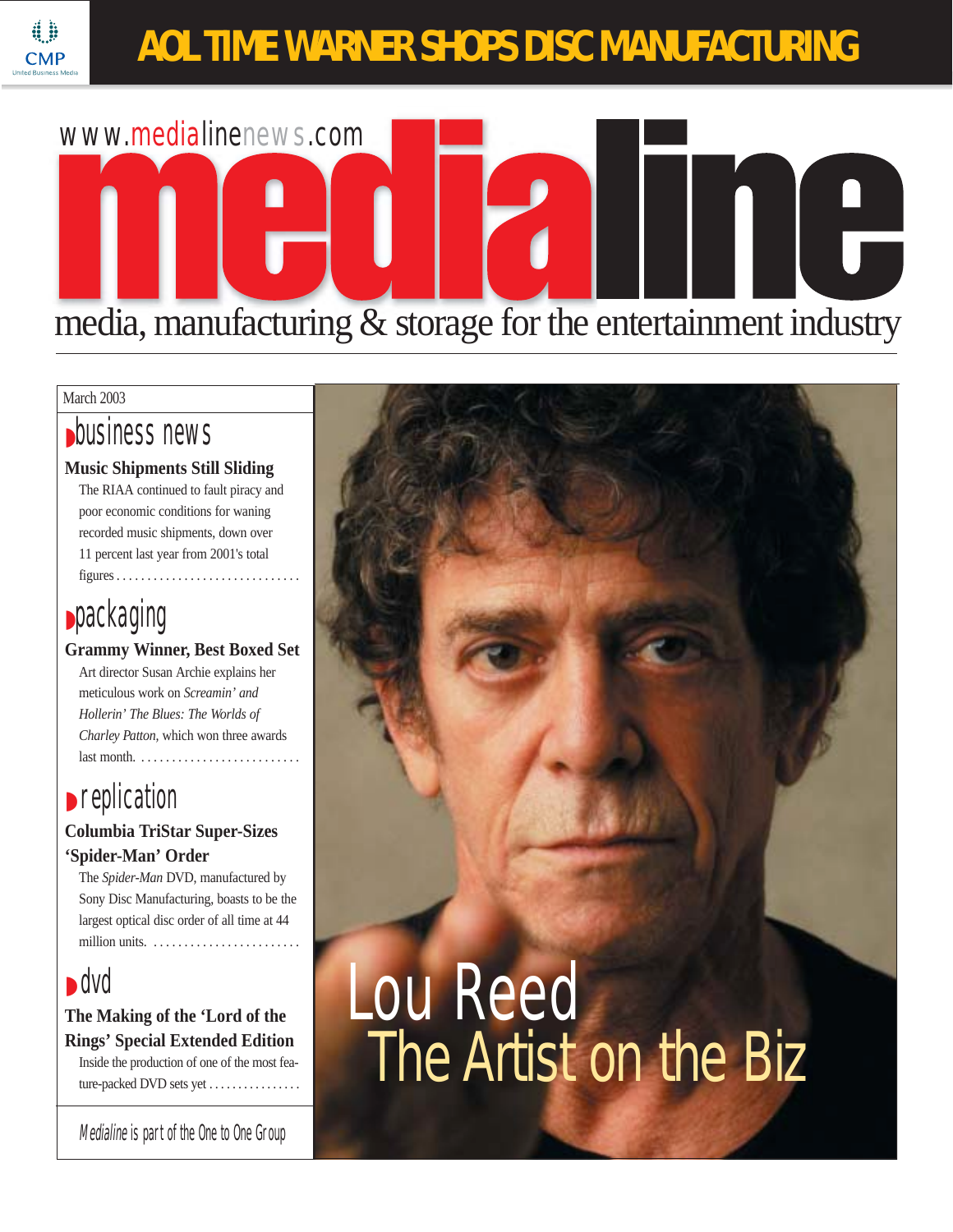# AOL TIME WARNER SHOPS DISC MANUFACTURING

www.medialinenews.com

# medialine

media, manufacturing & storage for the entertainment industry

March 2003

## business news

### Music Shipments Still Sliding

The RIAA continued to fault piracy and poor economic conditions for waning recorded music shipments, down over 11 percent last year from 2001's total figures

## packaging

### Grammy Winner, Best Boxed Set

Art director Susan Archie explains her meticulous work on *Screamin' and Hollerin' The Blues: The Worlds of Charley Patton*, which won three awards last month.

## replication

### Columbia TriStar Super-Sizes 'Spider-Man' Order

The *Spider-Man* DVD, manufactured by Sony Disc Manufacturing, boasts to be the largest optical disc order of all time at 44 million units.

## dvd

### The Making of the 'Lord of the Rings' Special Extended Edition

Inside the production of one of the most feature-packed DVD sets yet

*Medialine* is part of the One to One Group

# Lou Reed
## The Artist on the Biz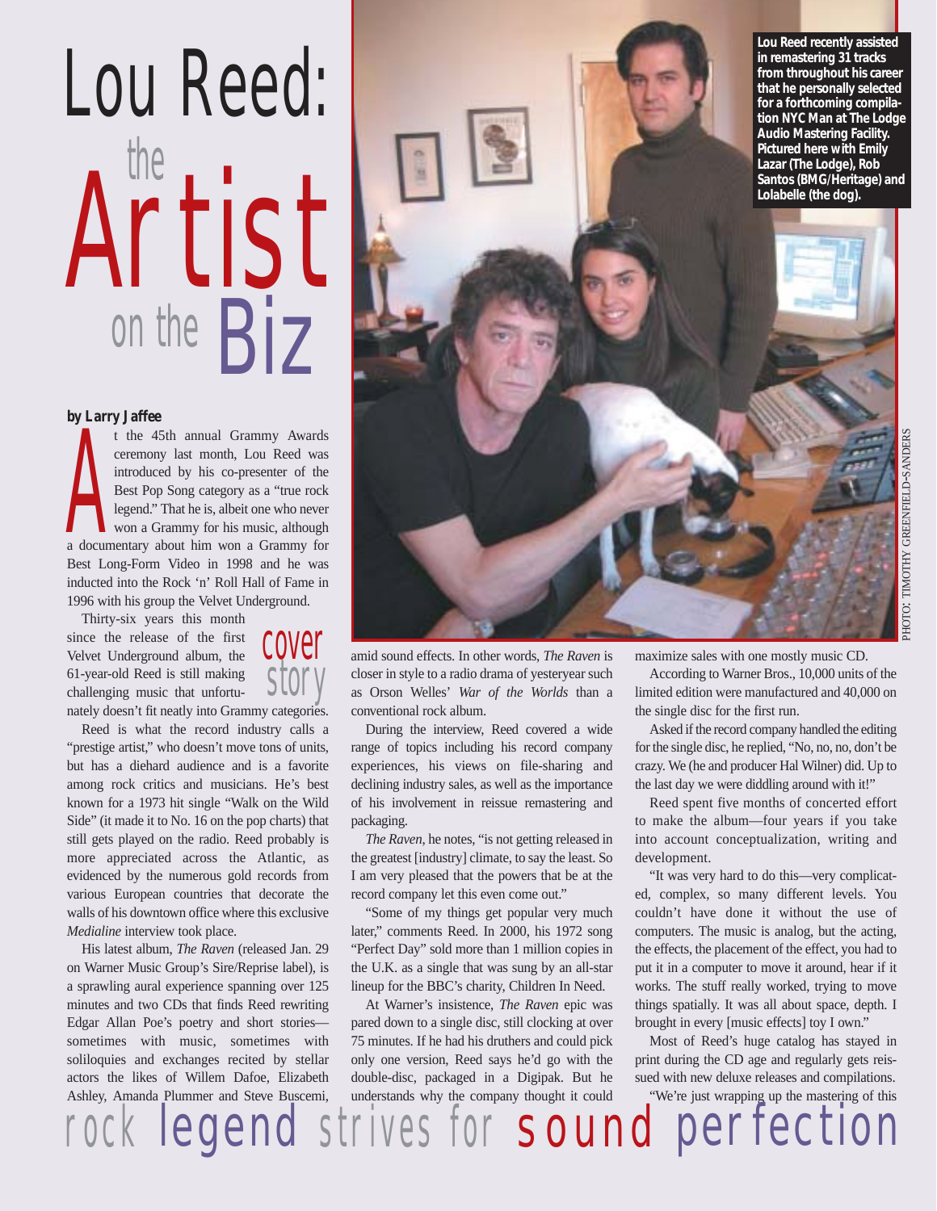# Lou Reed: the Artist on the Biz

## rock legend strives for sound perfection

cover story

**by Larry Jaffee**

At the 45th annual Grammy Awards ceremony last month, Lou Reed was introduced by his co-presenter of the Best Pop Song category as a "true rock legend." That he is, albeit one who never won a Grammy for his music, although a documentary about him won a Grammy for Best Long-Form Video in 1998 and he was inducted into the Rock 'n' Roll Hall of Fame in 1996 with his group the Velvet Underground.

Thirty-six years this month since the release of the first Velvet Underground album, the 61-year-old Reed is still making challenging music that unfortunately doesn't fit neatly into Grammy categories.

Reed is what the record industry calls a "prestige artist," who doesn't move tons of units, but has a diehard audience and is a favorite among rock critics and musicians. He's best known for a 1973 hit single "Walk on the Wild Side" (it made it to No. 16 on the pop charts) that still gets played on the radio. Reed probably is more appreciated across the Atlantic, as evidenced by the numerous gold records from various European countries that decorate the walls of his downtown office where this exclusive *Medialine* interview took place.

His latest album, *The Raven* (released Jan. 29 on Warner Music Group's Sire/Reprise label), is a sprawling aural experience spanning over 125 minutes and two CDs that finds Reed rewriting Edgar Allan Poe's poetry and short stories—sometimes with music, sometimes with soliloquies and exchanges recited by stellar actors the likes of Willem Dafoe, Elizabeth Ashley, Amanda Plummer and Steve Buscemi, amid sound effects. In other words, *The Raven* is closer in style to a radio drama of yesteryear such as Orson Welles' *War of the Worlds* than a conventional rock album.

During the interview, Reed covered a wide range of topics including his record company experiences, his views on file-sharing and declining industry sales, as well as the importance of his involvement in reissue remastering and packaging.

*The Raven*, he notes, "is not getting released in the greatest [industry] climate, to say the least. So I am very pleased that the powers that be at the record company let this even come out."

"Some of my things get popular very much later," comments Reed. In 2000, his 1972 song "Perfect Day" sold more than 1 million copies in the U.K. as a single that was sung by an all-star lineup for the BBC's charity, Children In Need.

At Warner's insistence, *The Raven* epic was pared down to a single disc, still clocking at over 75 minutes. If he had his druthers and could pick only one version, Reed says he'd go with the double-disc, packaged in a Digipak. But he understands why the company thought it could maximize sales with one mostly music CD.

According to Warner Bros., 10,000 units of the limited edition were manufactured and 40,000 on the single disc for the first run.

Asked if the record company handled the editing for the single disc, he replied, "No, no, no, don't be crazy. We (he and producer Hal Wilner) did. Up to the last day we were diddling around with it!"

Reed spent five months of concerted effort to make the album—four years if you take into account conceptualization, writing and development.

"It was very hard to do this—very complicated, complex, so many different levels. You couldn't have done it without the use of computers. The music is analog, but the acting, the effects, the placement of the effect, you had to put it in a computer to move it around, hear if it works. The stuff really worked, trying to move things spatially. It was all about space, depth. I brought in every [music effects] toy I own."

Most of Reed's huge catalog has stayed in print during the CD age and regularly gets reissued with new deluxe releases and compilations.

"We're just wrapping up the mastering of this

**Lou Reed recently assisted in remastering 31 tracks from throughout his career that he personally selected for a forthcoming compilation NYC Man at The Lodge Audio Mastering Facility. Pictured here with Emily Lazar (The Lodge), Rob Santos (BMG/Heritage) and Lolabelle (the dog).**

PHOTO: TIMOTHY GREENFIELD-SANDERS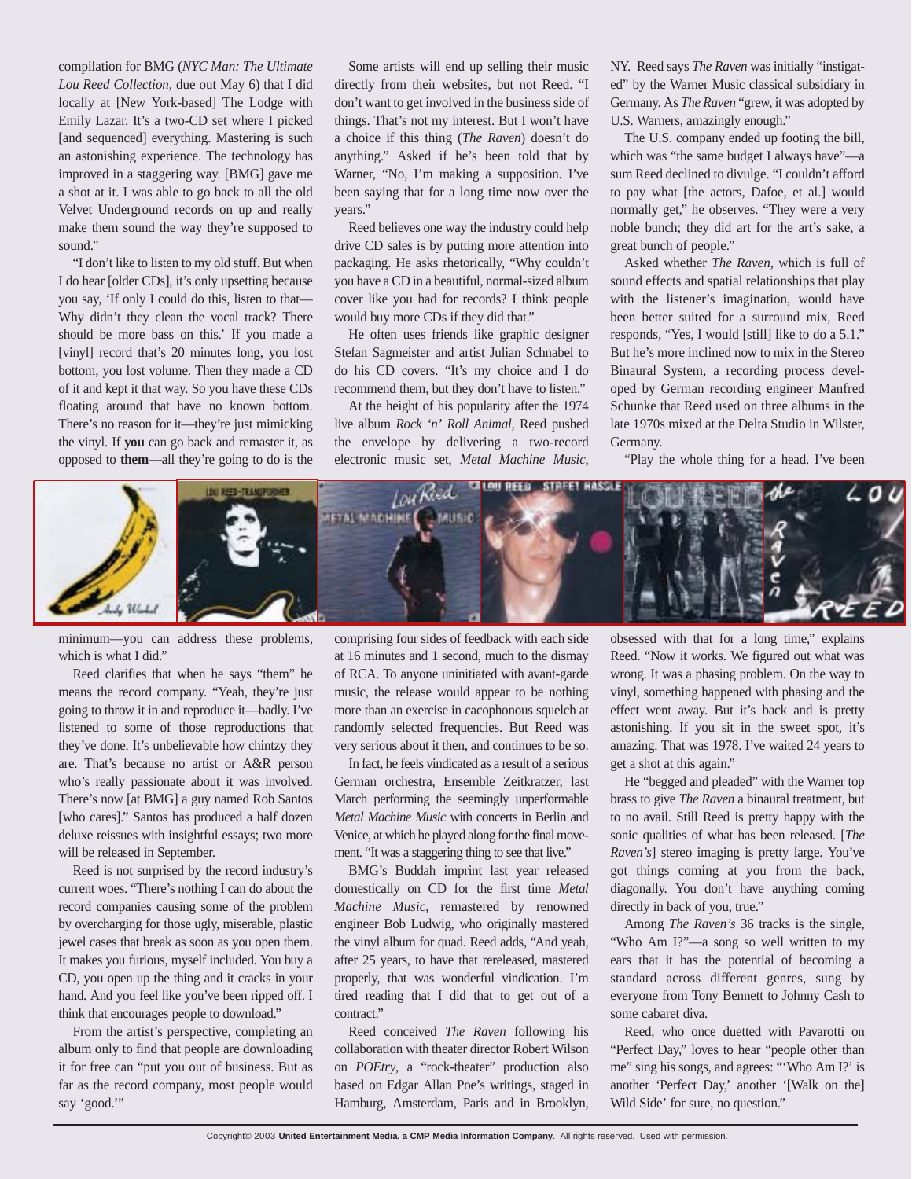compilation for BMG (*NYC Man: The Ultimate Lou Reed Collection*, due out May 6) that I did locally at [New York-based] The Lodge with Emily Lazar. It's a two-CD set where I picked [and sequenced] everything. Mastering is such an astonishing experience. The technology has improved in a staggering way. [BMG] gave me a shot at it. I was able to go back to all the old Velvet Underground records on up and really make them sound the way they're supposed to sound."

"I don't like to listen to my old stuff. But when I do hear [older CDs], it's only upsetting because you say, 'If only I could do this, listen to that—Why didn't they clean the vocal track? There should be more bass on this.' If you made a [vinyl] record that's 20 minutes long, you lost bottom, you lost volume. Then they made a CD of it and kept it that way. So you have these CDs floating around that have no known bottom. There's no reason for it—they're just mimicking the vinyl. If **you** can go back and remaster it, as opposed to **them**—all they're going to do is the minimum—you can address these problems, which is what I did."

Reed clarifies that when he says "them" he means the record company. "Yeah, they're just going to throw it in and reproduce it—badly. I've listened to some of those reproductions that they've done. It's unbelievable how chintzy they are. That's because no artist or A&R person who's really passionate about it was involved. There's now [at BMG] a guy named Rob Santos [who cares]." Santos has produced a half dozen deluxe reissues with insightful essays; two more will be released in September.

Reed is not surprised by the record industry's current woes. "There's nothing I can do about the record companies causing some of the problem by overcharging for those ugly, miserable, plastic jewel cases that break as soon as you open them. It makes you furious, myself included. You buy a CD, you open up the thing and it cracks in your hand. And you feel like you've been ripped off. I think that encourages people to download."

From the artist's perspective, completing an album only to find that people are downloading it for free can "put you out of business. But as far as the record company, most people would say 'good.'"

Some artists will end up selling their music directly from their websites, but not Reed. "I don't want to get involved in the business side of things. That's not my interest. But I won't have a choice if this thing (*The Raven*) doesn't do anything." Asked if he's been told that by Warner, "No, I'm making a supposition. I've been saying that for a long time now over the years."

Reed believes one way the industry could help drive CD sales is by putting more attention into packaging. He asks rhetorically, "Why couldn't you have a CD in a beautiful, normal-sized album cover like you had for records? I think people would buy more CDs if they did that."

He often uses friends like graphic designer Stefan Sagmeister and artist Julian Schnabel to do his CD covers. "It's my choice and I do recommend them, but they don't have to listen."

At the height of his popularity after the 1974 live album *Rock 'n' Roll Animal*, Reed pushed the envelope by delivering a two-record electronic music set, *Metal Machine Music*, comprising four sides of feedback with each side at 16 minutes and 1 second, much to the dismay of RCA. To anyone uninitiated with avant-garde music, the release would appear to be nothing more than an exercise in cacophonous squelch at randomly selected frequencies. But Reed was very serious about it then, and continues to be so.

In fact, he feels vindicated as a result of a serious German orchestra, Ensemble Zeitkratzer, last March performing the seemingly unperformable *Metal Machine Music* with concerts in Berlin and Venice, at which he played along for the final movement. "It was a staggering thing to see that live."

BMG's Buddah imprint last year released domestically on CD for the first time *Metal Machine Music*, remastered by renowned engineer Bob Ludwig, who originally mastered the vinyl album for quad. Reed adds, "And yeah, after 25 years, to have that rereleased, mastered properly, that was wonderful vindication. I'm tired reading that I did that to get out of a contract."

Reed conceived *The Raven* following his collaboration with theater director Robert Wilson on *POEtry*, a "rock-theater" production also based on Edgar Allan Poe's writings, staged in Hamburg, Amsterdam, Paris and in Brooklyn, NY. Reed says *The Raven* was initially "instigated" by the Warner Music classical subsidiary in Germany. As *The Raven* "grew, it was adopted by U.S. Warners, amazingly enough."

The U.S. company ended up footing the bill, which was "the same budget I always have"—a sum Reed declined to divulge. "I couldn't afford to pay what [the actors, Dafoe, et al.] would normally get," he observes. "They were a very noble bunch; they did art for the art's sake, a great bunch of people."

Asked whether *The Raven*, which is full of sound effects and spatial relationships that play with the listener's imagination, would have been better suited for a surround mix, Reed responds, "Yes, I would [still] like to do a 5.1." But he's more inclined now to mix in the Stereo Binaural System, a recording process developed by German recording engineer Manfred Schunke that Reed used on three albums in the late 1970s mixed at the Delta Studio in Wilster, Germany.

"Play the whole thing for a head. I've been obsessed with that for a long time," explains Reed. "Now it works. We figured out what was wrong. It was a phasing problem. On the way to vinyl, something happened with phasing and the effect went away. But it's back and is pretty astonishing. If you sit in the sweet spot, it's amazing. That was 1978. I've waited 24 years to get a shot at this again."

He "begged and pleaded" with the Warner top brass to give *The Raven* a binaural treatment, but to no avail. Still Reed is pretty happy with the sonic qualities of what has been released. [*The Raven's*] stereo imaging is pretty large. You've got things coming at you from the back, diagonally. You don't have anything coming directly in back of you, true."

Among *The Raven's* 36 tracks is the single, "Who Am I?"—a song so well written to my ears that it has the potential of becoming a standard across different genres, sung by everyone from Tony Bennett to Johnny Cash to some cabaret diva.

Reed, who once duetted with Pavarotti on "Perfect Day," loves to hear "people other than me" sing his songs, and agrees: "'Who Am I?' is another 'Perfect Day,' another '[Walk on the] Wild Side' for sure, no question."

Copyright© 2003 **United Entertainment Media, a CMP Media Information Company**. All rights reserved. Used with permission.